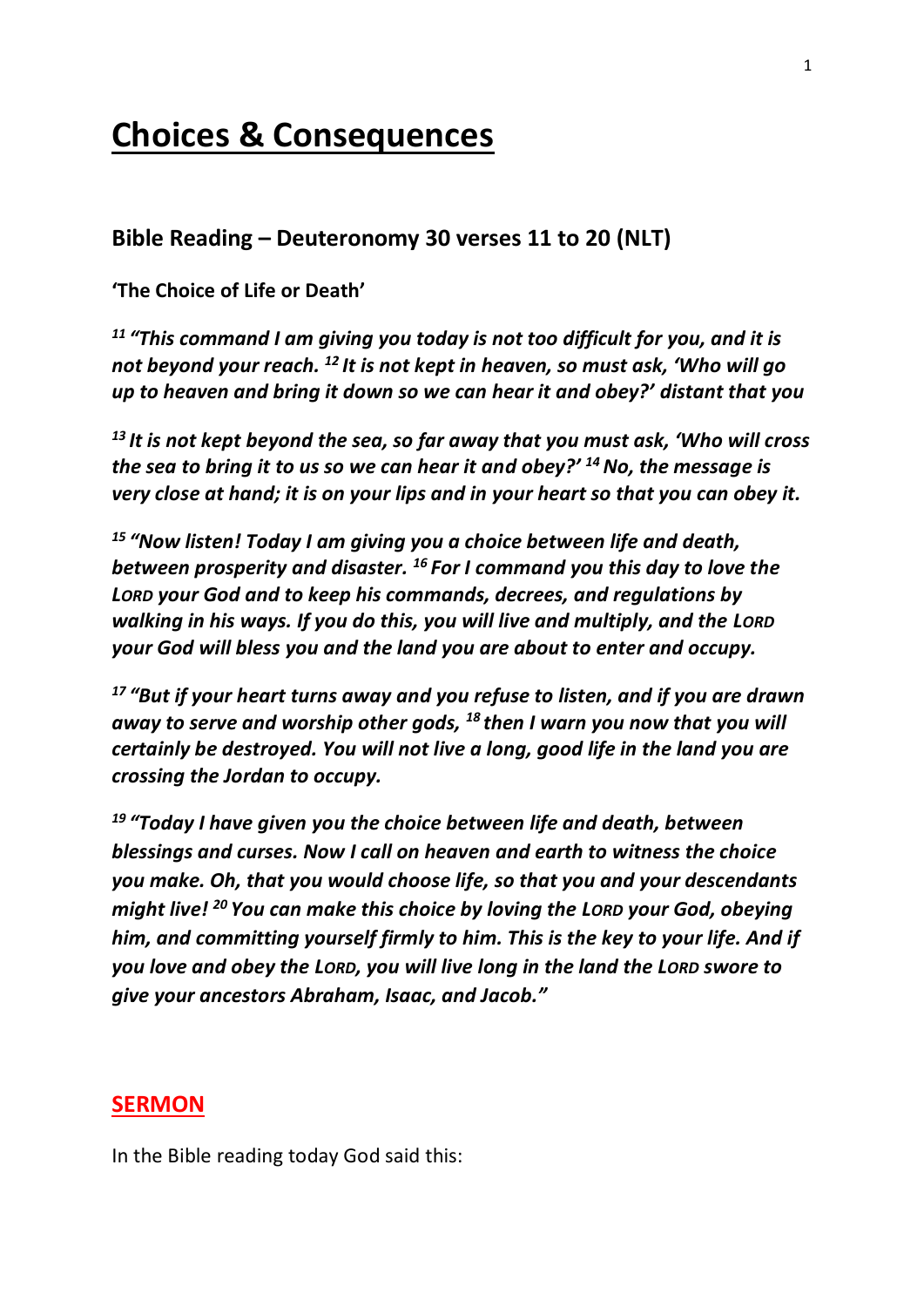# Choices & Consequences

## Bible Reading – Deuteronomy 30 verses 11 to 20 (NLT)

**'The Choice of Life or Death'**

***[11] "This command I am giving you today is not too difficult for you, and it is not beyond your reach. [12] It is not kept in heaven, so must ask, 'Who will go up to heaven and bring it down so we can hear it and obey?' distant that you***

***[13] It is not kept beyond the sea, so far away that you must ask, 'Who will cross the sea to bring it to us so we can hear it and obey?' [14] No, the message is very close at hand; it is on your lips and in your heart so that you can obey it.***

***[15] "Now listen! Today I am giving you a choice between life and death, between prosperity and disaster. [16] For I command you this day to love the LORD your God and to keep his commands, decrees, and regulations by walking in his ways. If you do this, you will live and multiply, and the LORD your God will bless you and the land you are about to enter and occupy.***

***[17] "But if your heart turns away and you refuse to listen, and if you are drawn away to serve and worship other gods, [18] then I warn you now that you will certainly be destroyed. You will not live a long, good life in the land you are crossing the Jordan to occupy.***

***[19] "Today I have given you the choice between life and death, between blessings and curses. Now I call on heaven and earth to witness the choice you make. Oh, that you would choose life, so that you and your descendants might live! [20] You can make this choice by loving the LORD your God, obeying him, and committing yourself firmly to him. This is the key to your life. And if you love and obey the LORD, you will live long in the land the LORD swore to give your ancestors Abraham, Isaac, and Jacob."***

## SERMON

In the Bible reading today God said this: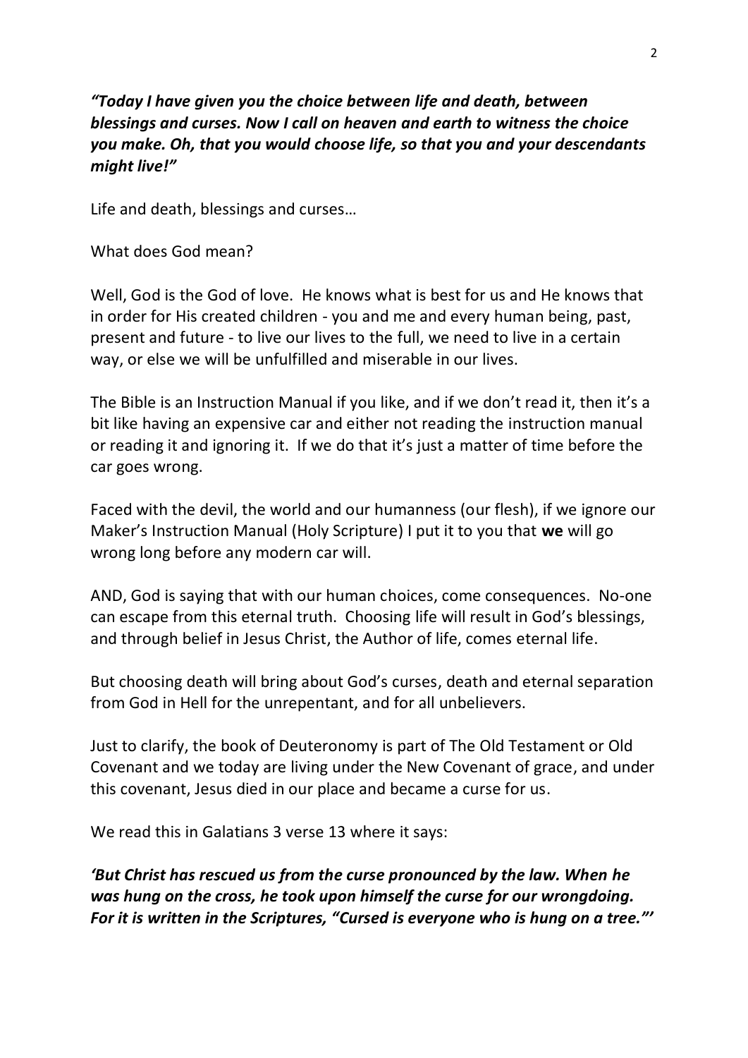***"Today I have given you the choice between life and death, between blessings and curses. Now I call on heaven and earth to witness the choice you make. Oh, that you would choose life, so that you and your descendants might live!"***

Life and death, blessings and curses…

What does God mean?

Well, God is the God of love. He knows what is best for us and He knows that in order for His created children - you and me and every human being, past, present and future - to live our lives to the full, we need to live in a certain way, or else we will be unfulfilled and miserable in our lives.

The Bible is an Instruction Manual if you like, and if we don't read it, then it's a bit like having an expensive car and either not reading the instruction manual or reading it and ignoring it. If we do that it's just a matter of time before the car goes wrong.

Faced with the devil, the world and our humanness (our flesh), if we ignore our Maker's Instruction Manual (Holy Scripture) I put it to you that **we** will go wrong long before any modern car will.

AND, God is saying that with our human choices, come consequences. No-one can escape from this eternal truth. Choosing life will result in God's blessings, and through belief in Jesus Christ, the Author of life, comes eternal life.

But choosing death will bring about God's curses, death and eternal separation from God in Hell for the unrepentant, and for all unbelievers.

Just to clarify, the book of Deuteronomy is part of The Old Testament or Old Covenant and we today are living under the New Covenant of grace, and under this covenant, Jesus died in our place and became a curse for us.

We read this in Galatians 3 verse 13 where it says:

***'But Christ has rescued us from the curse pronounced by the law. When he was hung on the cross, he took upon himself the curse for our wrongdoing. For it is written in the Scriptures, "Cursed is everyone who is hung on a tree."'***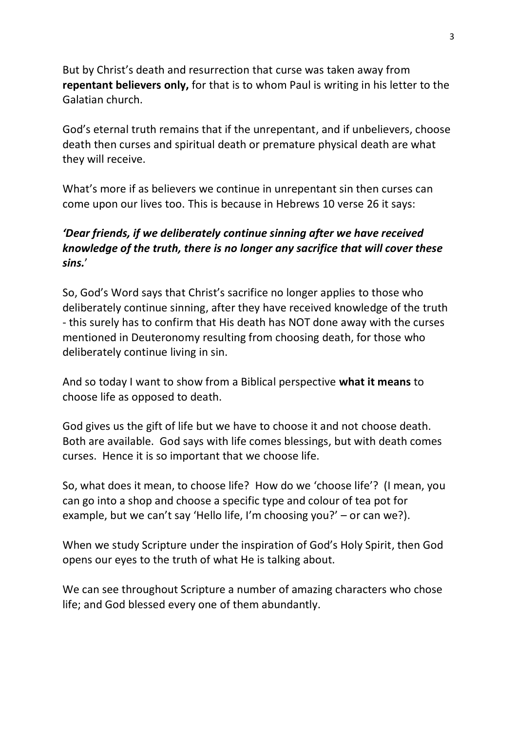But by Christ's death and resurrection that curse was taken away from **repentant believers only,** for that is to whom Paul is writing in his letter to the Galatian church.

God's eternal truth remains that if the unrepentant, and if unbelievers, choose death then curses and spiritual death or premature physical death are what they will receive.

What's more if as believers we continue in unrepentant sin then curses can come upon our lives too. This is because in Hebrews 10 verse 26 it says:

***'Dear friends, if we deliberately continue sinning after we have received knowledge of the truth, there is no longer any sacrifice that will cover these sins.'***

So, God's Word says that Christ's sacrifice no longer applies to those who deliberately continue sinning, after they have received knowledge of the truth - this surely has to confirm that His death has NOT done away with the curses mentioned in Deuteronomy resulting from choosing death, for those who deliberately continue living in sin.

And so today I want to show from a Biblical perspective **what it means** to choose life as opposed to death.

God gives us the gift of life but we have to choose it and not choose death. Both are available. God says with life comes blessings, but with death comes curses. Hence it is so important that we choose life.

So, what does it mean, to choose life? How do we 'choose life'? (I mean, you can go into a shop and choose a specific type and colour of tea pot for example, but we can't say 'Hello life, I'm choosing you?' – or can we?).

When we study Scripture under the inspiration of God's Holy Spirit, then God opens our eyes to the truth of what He is talking about.

We can see throughout Scripture a number of amazing characters who chose life; and God blessed every one of them abundantly.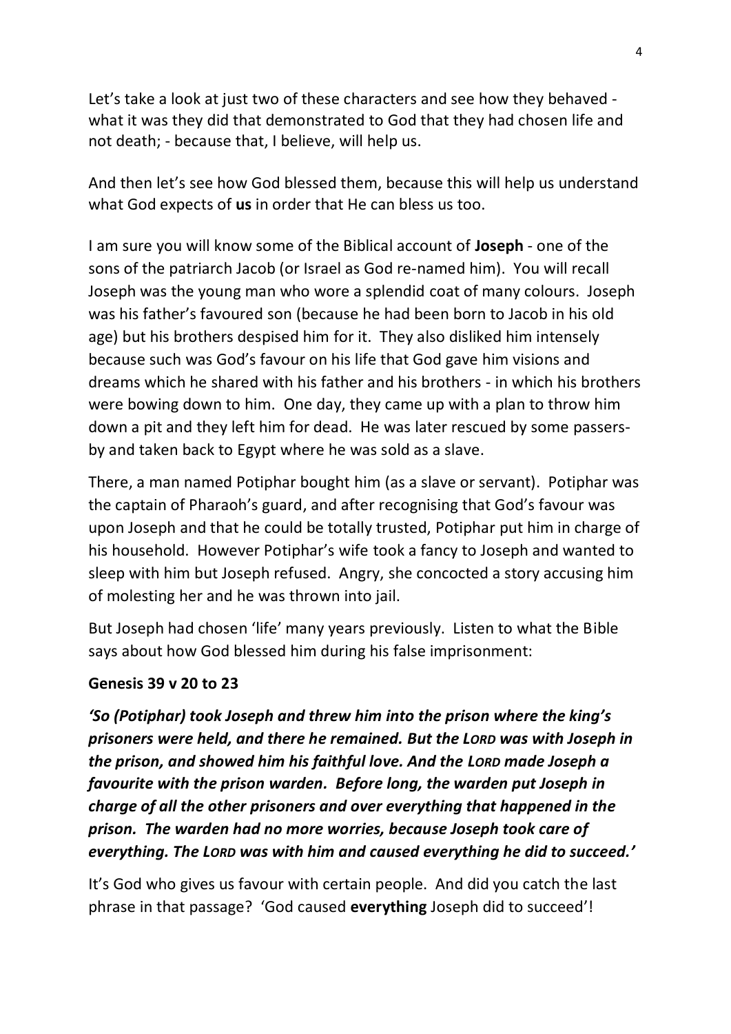Let's take a look at just two of these characters and see how they behaved - what it was they did that demonstrated to God that they had chosen life and not death; - because that, I believe, will help us.

And then let's see how God blessed them, because this will help us understand what God expects of **us** in order that He can bless us too.

I am sure you will know some of the Biblical account of **Joseph** - one of the sons of the patriarch Jacob (or Israel as God re-named him). You will recall Joseph was the young man who wore a splendid coat of many colours. Joseph was his father's favoured son (because he had been born to Jacob in his old age) but his brothers despised him for it. They also disliked him intensely because such was God's favour on his life that God gave him visions and dreams which he shared with his father and his brothers - in which his brothers were bowing down to him. One day, they came up with a plan to throw him down a pit and they left him for dead. He was later rescued by some passers-by and taken back to Egypt where he was sold as a slave.

There, a man named Potiphar bought him (as a slave or servant). Potiphar was the captain of Pharaoh's guard, and after recognising that God's favour was upon Joseph and that he could be totally trusted, Potiphar put him in charge of his household. However Potiphar's wife took a fancy to Joseph and wanted to sleep with him but Joseph refused. Angry, she concocted a story accusing him of molesting her and he was thrown into jail.

But Joseph had chosen 'life' many years previously. Listen to what the Bible says about how God blessed him during his false imprisonment:

**Genesis 39 v 20 to 23**

***'So (Potiphar) took Joseph and threw him into the prison where the king's prisoners were held, and there he remained. But the LORD was with Joseph in the prison, and showed him his faithful love. And the LORD made Joseph a favourite with the prison warden. Before long, the warden put Joseph in charge of all the other prisoners and over everything that happened in the prison. The warden had no more worries, because Joseph took care of everything. The LORD was with him and caused everything he did to succeed.'***

It's God who gives us favour with certain people. And did you catch the last phrase in that passage? 'God caused **everything** Joseph did to succeed'!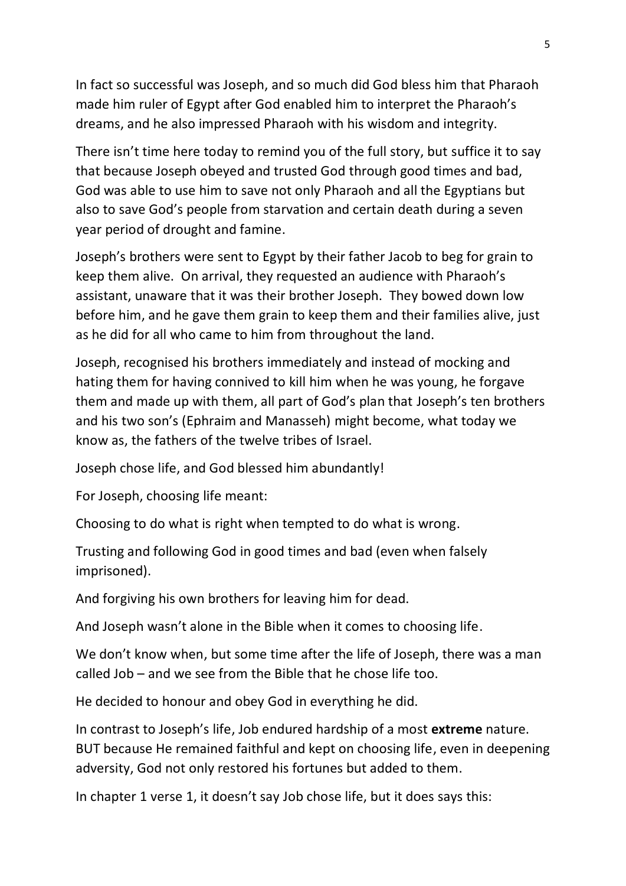In fact so successful was Joseph, and so much did God bless him that Pharaoh made him ruler of Egypt after God enabled him to interpret the Pharaoh's dreams, and he also impressed Pharaoh with his wisdom and integrity.

There isn't time here today to remind you of the full story, but suffice it to say that because Joseph obeyed and trusted God through good times and bad, God was able to use him to save not only Pharaoh and all the Egyptians but also to save God's people from starvation and certain death during a seven year period of drought and famine.

Joseph's brothers were sent to Egypt by their father Jacob to beg for grain to keep them alive. On arrival, they requested an audience with Pharaoh's assistant, unaware that it was their brother Joseph. They bowed down low before him, and he gave them grain to keep them and their families alive, just as he did for all who came to him from throughout the land.

Joseph, recognised his brothers immediately and instead of mocking and hating them for having connived to kill him when he was young, he forgave them and made up with them, all part of God's plan that Joseph's ten brothers and his two son's (Ephraim and Manasseh) might become, what today we know as, the fathers of the twelve tribes of Israel.

Joseph chose life, and God blessed him abundantly!

For Joseph, choosing life meant:

Choosing to do what is right when tempted to do what is wrong.

Trusting and following God in good times and bad (even when falsely imprisoned).

And forgiving his own brothers for leaving him for dead.

And Joseph wasn't alone in the Bible when it comes to choosing life.

We don't know when, but some time after the life of Joseph, there was a man called Job – and we see from the Bible that he chose life too.

He decided to honour and obey God in everything he did.

In contrast to Joseph's life, Job endured hardship of a most **extreme** nature. BUT because He remained faithful and kept on choosing life, even in deepening adversity, God not only restored his fortunes but added to them.

In chapter 1 verse 1, it doesn't say Job chose life, but it does says this: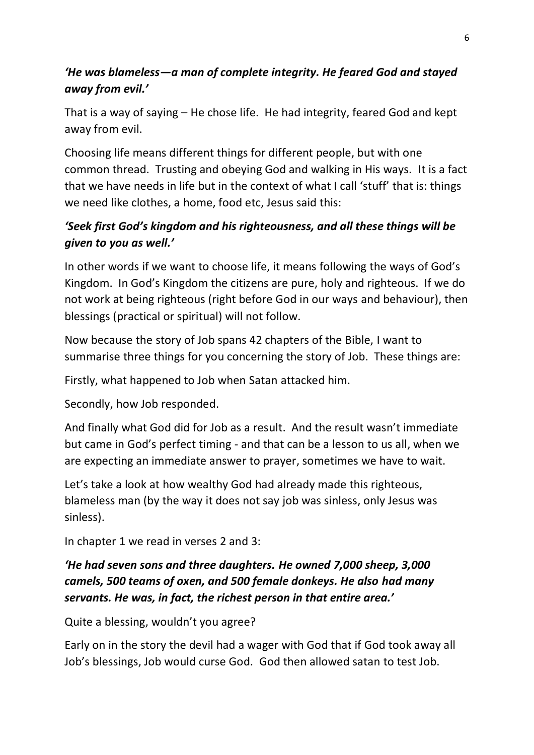***'He was blameless—a man of complete integrity. He feared God and stayed away from evil.'***

That is a way of saying – He chose life. He had integrity, feared God and kept away from evil.

Choosing life means different things for different people, but with one common thread. Trusting and obeying God and walking in His ways. It is a fact that we have needs in life but in the context of what I call 'stuff' that is: things we need like clothes, a home, food etc, Jesus said this:

***'Seek first God's kingdom and his righteousness, and all these things will be given to you as well.'***

In other words if we want to choose life, it means following the ways of God's Kingdom. In God's Kingdom the citizens are pure, holy and righteous. If we do not work at being righteous (right before God in our ways and behaviour), then blessings (practical or spiritual) will not follow.

Now because the story of Job spans 42 chapters of the Bible, I want to summarise three things for you concerning the story of Job. These things are:

Firstly, what happened to Job when Satan attacked him.

Secondly, how Job responded.

And finally what God did for Job as a result. And the result wasn't immediate but came in God's perfect timing - and that can be a lesson to us all, when we are expecting an immediate answer to prayer, sometimes we have to wait.

Let's take a look at how wealthy God had already made this righteous, blameless man (by the way it does not say job was sinless, only Jesus was sinless).

In chapter 1 we read in verses 2 and 3:

***'He had seven sons and three daughters. He owned 7,000 sheep, 3,000 camels, 500 teams of oxen, and 500 female donkeys. He also had many servants. He was, in fact, the richest person in that entire area.'***

Quite a blessing, wouldn't you agree?

Early on in the story the devil had a wager with God that if God took away all Job's blessings, Job would curse God. God then allowed satan to test Job.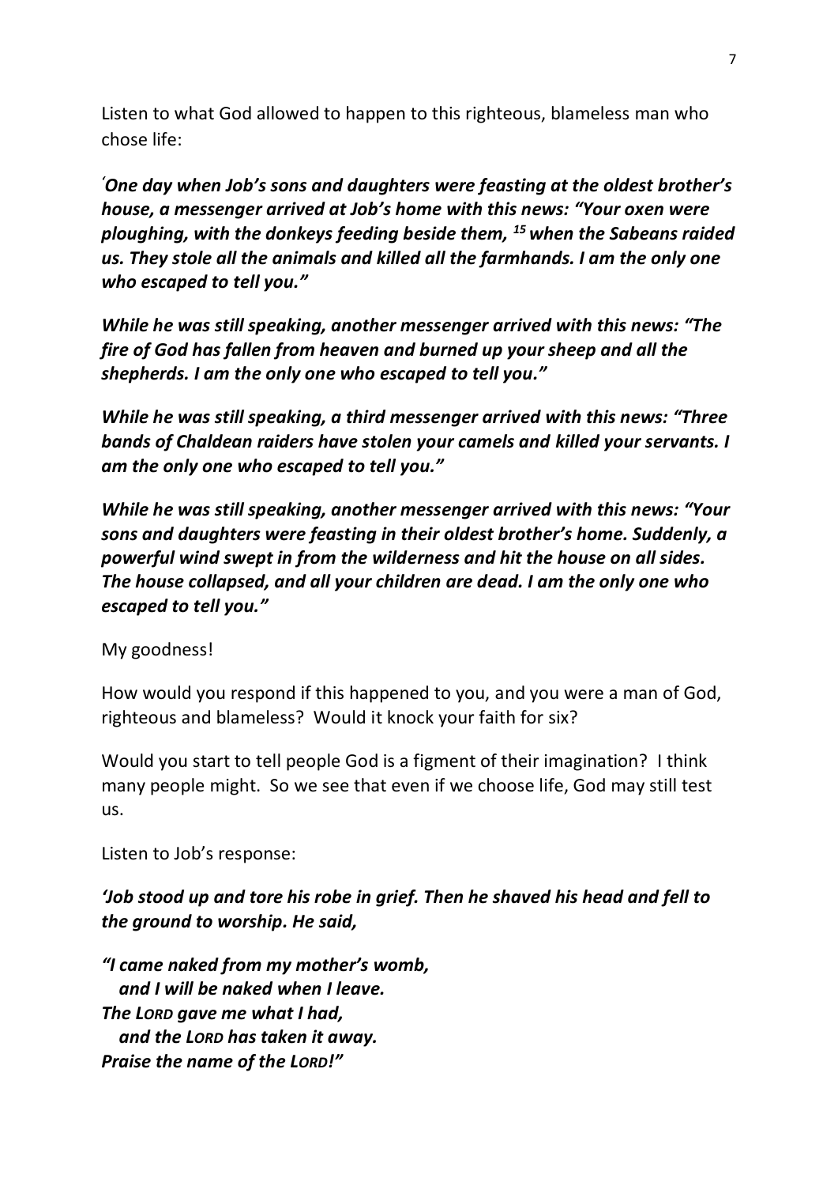Listen to what God allowed to happen to this righteous, blameless man who chose life:

*ʹ**One day when Job's sons and daughters were feasting at the oldest brother's house, a messenger arrived at Job's home with this news: "Your oxen were ploughing, with the donkeys feeding beside them, [15] when the Sabeans raided us. They stole all the animals and killed all the farmhands. I am the only one who escaped to tell you."***

***While he was still speaking, another messenger arrived with this news: "The fire of God has fallen from heaven and burned up your sheep and all the shepherds. I am the only one who escaped to tell you."***

***While he was still speaking, a third messenger arrived with this news: "Three bands of Chaldean raiders have stolen your camels and killed your servants. I am the only one who escaped to tell you."***

***While he was still speaking, another messenger arrived with this news: "Your sons and daughters were feasting in their oldest brother's home. Suddenly, a powerful wind swept in from the wilderness and hit the house on all sides. The house collapsed, and all your children are dead. I am the only one who escaped to tell you."***

My goodness!

How would you respond if this happened to you, and you were a man of God, righteous and blameless? Would it knock your faith for six?

Would you start to tell people God is a figment of their imagination? I think many people might. So we see that even if we choose life, God may still test us.

Listen to Job's response:

***'Job stood up and tore his robe in grief. Then he shaved his head and fell to the ground to worship. He said,***

***"I came naked from my mother's womb,  
and I will be naked when I leave.  
The LORD gave me what I had,  
and the LORD has taken it away.  
Praise the name of the LORD!"***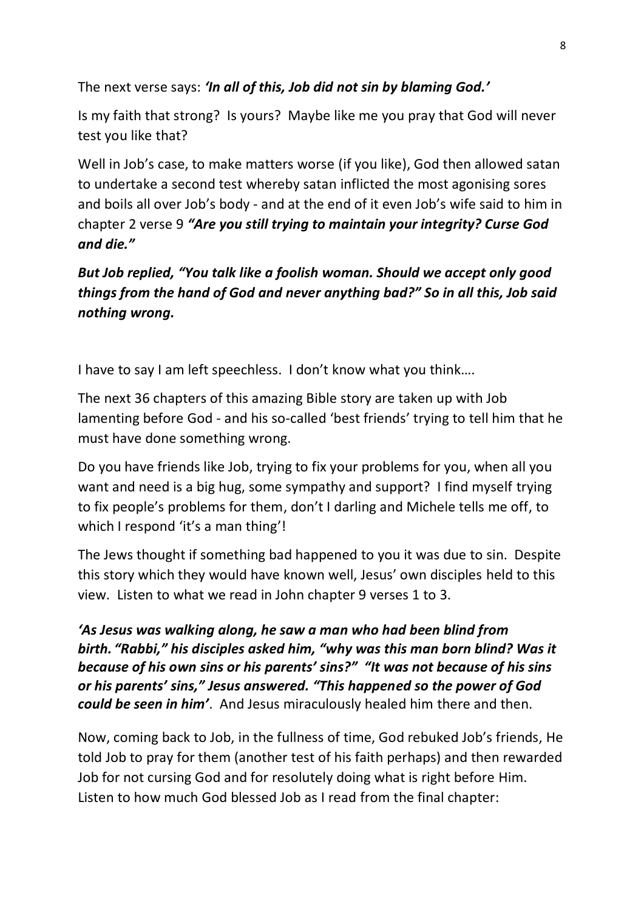The next verse says: ***'In all of this, Job did not sin by blaming God.'***

Is my faith that strong? Is yours? Maybe like me you pray that God will never test you like that?

Well in Job's case, to make matters worse (if you like), God then allowed satan to undertake a second test whereby satan inflicted the most agonising sores and boils all over Job's body - and at the end of it even Job's wife said to him in chapter 2 verse 9 ***"Are you still trying to maintain your integrity? Curse God and die."***

***But Job replied, "You talk like a foolish woman. Should we accept only good things from the hand of God and never anything bad?" So in all this, Job said nothing wrong.***

I have to say I am left speechless. I don't know what you think….

The next 36 chapters of this amazing Bible story are taken up with Job lamenting before God - and his so-called 'best friends' trying to tell him that he must have done something wrong.

Do you have friends like Job, trying to fix your problems for you, when all you want and need is a big hug, some sympathy and support? I find myself trying to fix people's problems for them, don't I darling and Michele tells me off, to which I respond 'it's a man thing'!

The Jews thought if something bad happened to you it was due to sin. Despite this story which they would have known well, Jesus' own disciples held to this view. Listen to what we read in John chapter 9 verses 1 to 3.

***'As Jesus was walking along, he saw a man who had been blind from birth. "Rabbi," his disciples asked him, "why was this man born blind? Was it because of his own sins or his parents' sins?" "It was not because of his sins or his parents' sins," Jesus answered. "This happened so the power of God could be seen in him'***. And Jesus miraculously healed him there and then.

Now, coming back to Job, in the fullness of time, God rebuked Job's friends, He told Job to pray for them (another test of his faith perhaps) and then rewarded Job for not cursing God and for resolutely doing what is right before Him. Listen to how much God blessed Job as I read from the final chapter: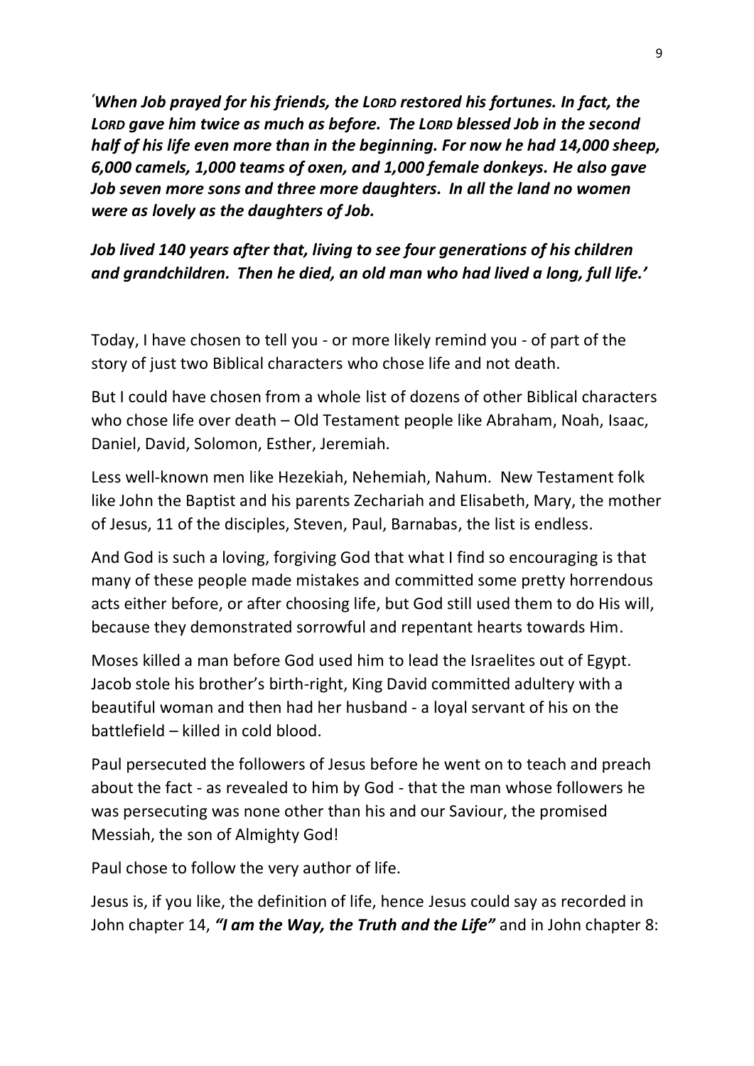*'When Job prayed for his friends, the LORD restored his fortunes. In fact, the LORD gave him twice as much as before. The LORD blessed Job in the second half of his life even more than in the beginning. For now he had 14,000 sheep, 6,000 camels, 1,000 teams of oxen, and 1,000 female donkeys. He also gave Job seven more sons and three more daughters. In all the land no women were as lovely as the daughters of Job.*

*Job lived 140 years after that, living to see four generations of his children and grandchildren. Then he died, an old man who had lived a long, full life.'*

Today, I have chosen to tell you - or more likely remind you - of part of the story of just two Biblical characters who chose life and not death.

But I could have chosen from a whole list of dozens of other Biblical characters who chose life over death – Old Testament people like Abraham, Noah, Isaac, Daniel, David, Solomon, Esther, Jeremiah.

Less well-known men like Hezekiah, Nehemiah, Nahum. New Testament folk like John the Baptist and his parents Zechariah and Elisabeth, Mary, the mother of Jesus, 11 of the disciples, Steven, Paul, Barnabas, the list is endless.

And God is such a loving, forgiving God that what I find so encouraging is that many of these people made mistakes and committed some pretty horrendous acts either before, or after choosing life, but God still used them to do His will, because they demonstrated sorrowful and repentant hearts towards Him.

Moses killed a man before God used him to lead the Israelites out of Egypt. Jacob stole his brother's birth-right, King David committed adultery with a beautiful woman and then had her husband - a loyal servant of his on the battlefield – killed in cold blood.

Paul persecuted the followers of Jesus before he went on to teach and preach about the fact - as revealed to him by God - that the man whose followers he was persecuting was none other than his and our Saviour, the promised Messiah, the son of Almighty God!

Paul chose to follow the very author of life.

Jesus is, if you like, the definition of life, hence Jesus could say as recorded in John chapter 14, ***"I am the Way, the Truth and the Life"*** and in John chapter 8: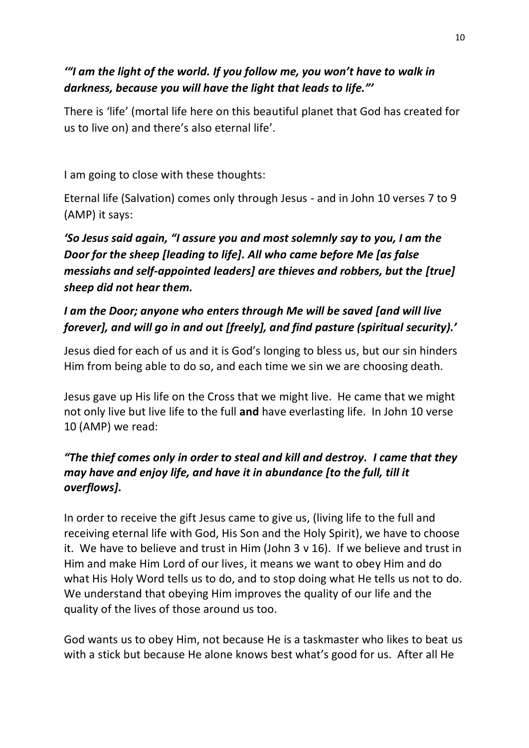*'"I am the light of the world. If you follow me, you won't have to walk in darkness, because you will have the light that leads to life."'*

There is 'life' (mortal life here on this beautiful planet that God has created for us to live on) and there's also eternal life'.

I am going to close with these thoughts:

Eternal life (Salvation) comes only through Jesus - and in John 10 verses 7 to 9 (AMP) it says:

***'So Jesus said again, "I assure you and most solemnly say to you, I am the Door for the sheep [leading to life]. All who came before Me [as false messiahs and self-appointed leaders] are thieves and robbers, but the [true] sheep did not hear them.***

***I am the Door; anyone who enters through Me will be saved [and will live forever], and will go in and out [freely], and find pasture (spiritual security).'***

Jesus died for each of us and it is God's longing to bless us, but our sin hinders Him from being able to do so, and each time we sin we are choosing death.

Jesus gave up His life on the Cross that we might live. He came that we might not only live but live life to the full **and** have everlasting life. In John 10 verse 10 (AMP) we read:

***"The thief comes only in order to steal and kill and destroy. I came that they may have and enjoy life, and have it in abundance [to the full, till it overflows].***

In order to receive the gift Jesus came to give us, (living life to the full and receiving eternal life with God, His Son and the Holy Spirit), we have to choose it. We have to believe and trust in Him (John 3 v 16). If we believe and trust in Him and make Him Lord of our lives, it means we want to obey Him and do what His Holy Word tells us to do, and to stop doing what He tells us not to do. We understand that obeying Him improves the quality of our life and the quality of the lives of those around us too.

God wants us to obey Him, not because He is a taskmaster who likes to beat us with a stick but because He alone knows best what's good for us. After all He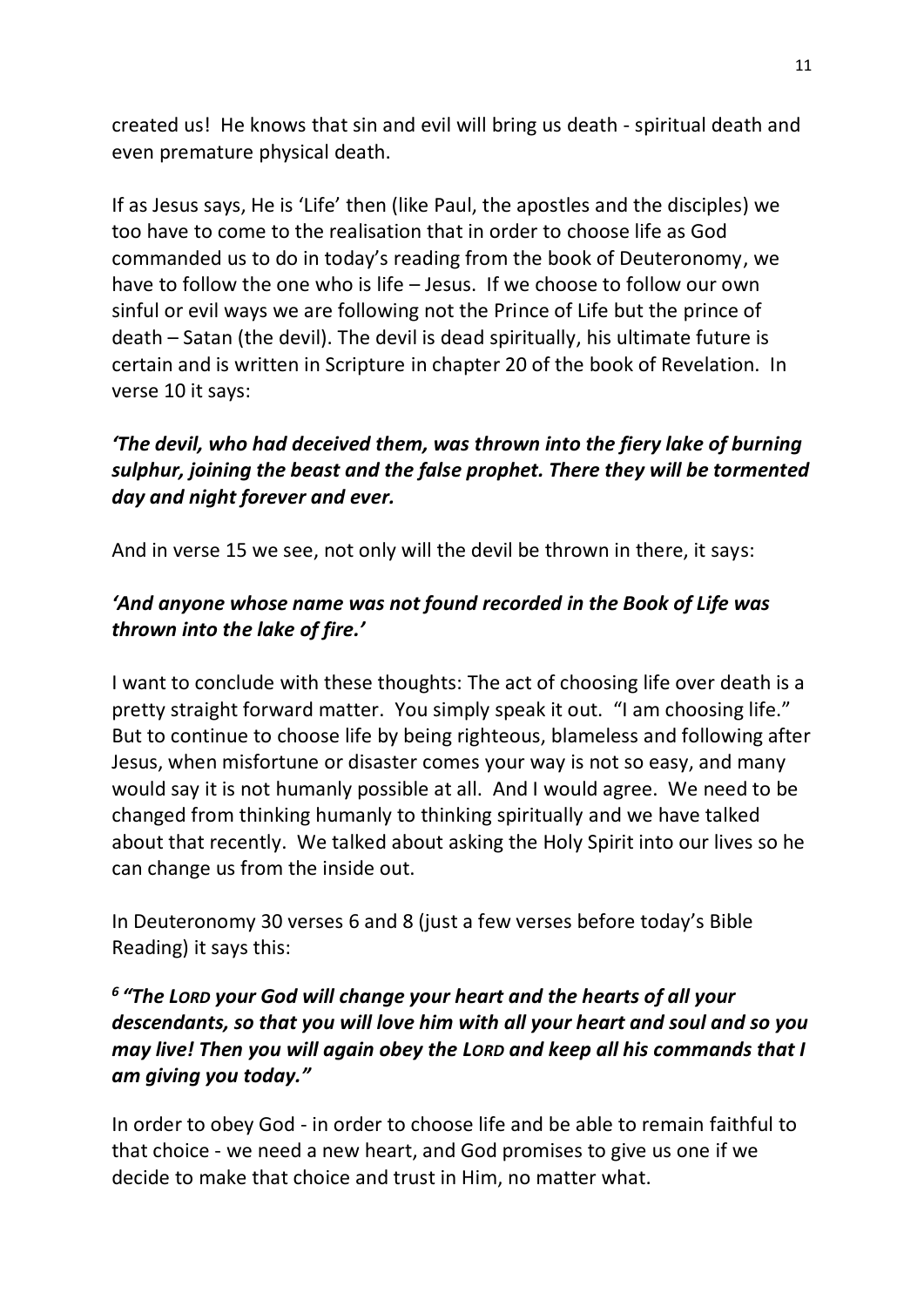created us! He knows that sin and evil will bring us death - spiritual death and even premature physical death.

If as Jesus says, He is 'Life' then (like Paul, the apostles and the disciples) we too have to come to the realisation that in order to choose life as God commanded us to do in today's reading from the book of Deuteronomy, we have to follow the one who is life – Jesus. If we choose to follow our own sinful or evil ways we are following not the Prince of Life but the prince of death – Satan (the devil). The devil is dead spiritually, his ultimate future is certain and is written in Scripture in chapter 20 of the book of Revelation. In verse 10 it says:

***'The devil, who had deceived them, was thrown into the fiery lake of burning sulphur, joining the beast and the false prophet. There they will be tormented day and night forever and ever.***

And in verse 15 we see, not only will the devil be thrown in there, it says:

***'And anyone whose name was not found recorded in the Book of Life was thrown into the lake of fire.'***

I want to conclude with these thoughts: The act of choosing life over death is a pretty straight forward matter. You simply speak it out. "I am choosing life." But to continue to choose life by being righteous, blameless and following after Jesus, when misfortune or disaster comes your way is not so easy, and many would say it is not humanly possible at all. And I would agree. We need to be changed from thinking humanly to thinking spiritually and we have talked about that recently. We talked about asking the Holy Spirit into our lives so he can change us from the inside out.

In Deuteronomy 30 verses 6 and 8 (just a few verses before today's Bible Reading) it says this:

[6] ***"The LORD your God will change your heart and the hearts of all your descendants, so that you will love him with all your heart and soul and so you may live! Then you will again obey the LORD and keep all his commands that I am giving you today."***

In order to obey God - in order to choose life and be able to remain faithful to that choice - we need a new heart, and God promises to give us one if we decide to make that choice and trust in Him, no matter what.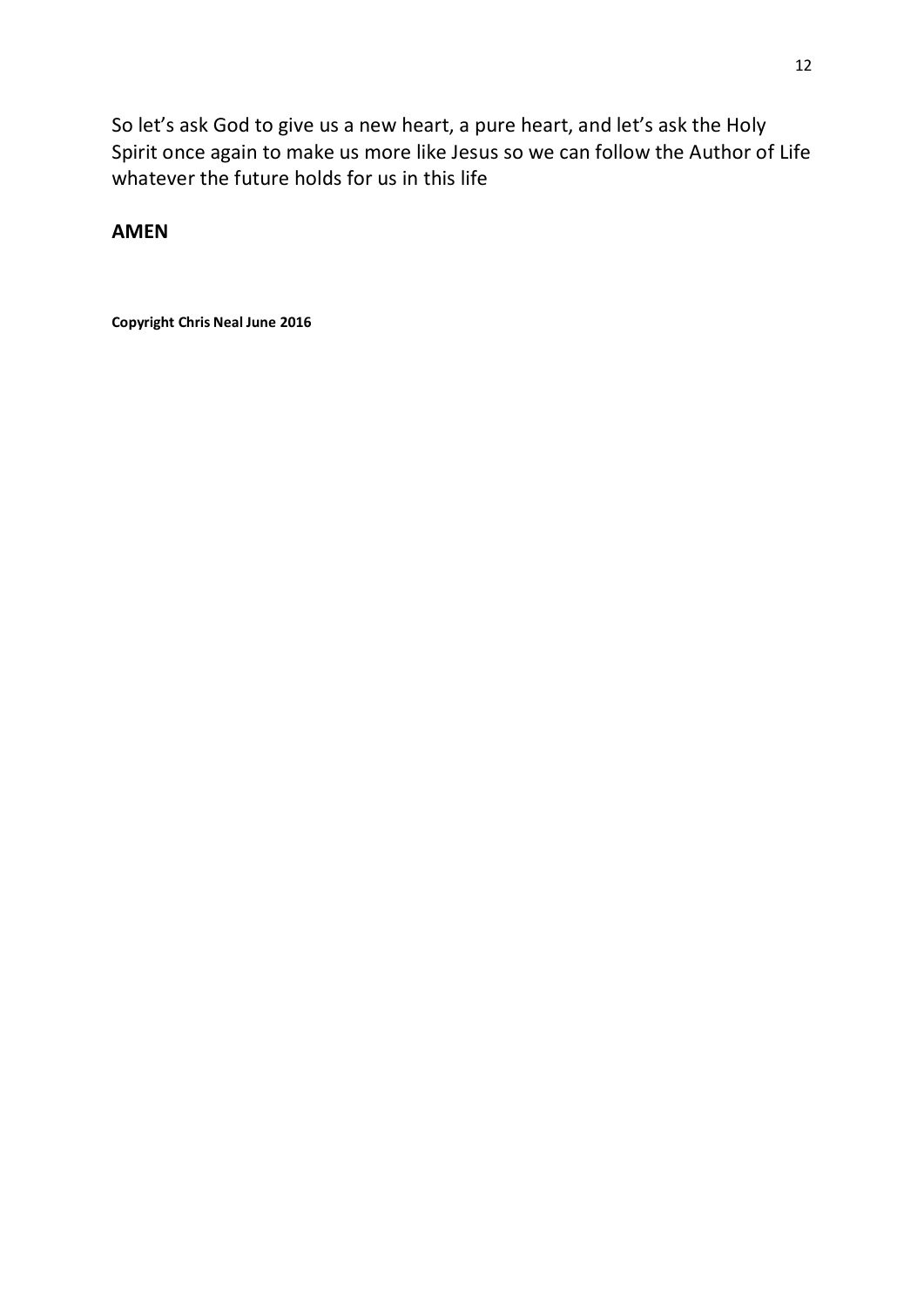So let's ask God to give us a new heart, a pure heart, and let's ask the Holy Spirit once again to make us more like Jesus so we can follow the Author of Life whatever the future holds for us in this life

**AMEN**

**Copyright Chris Neal June 2016**